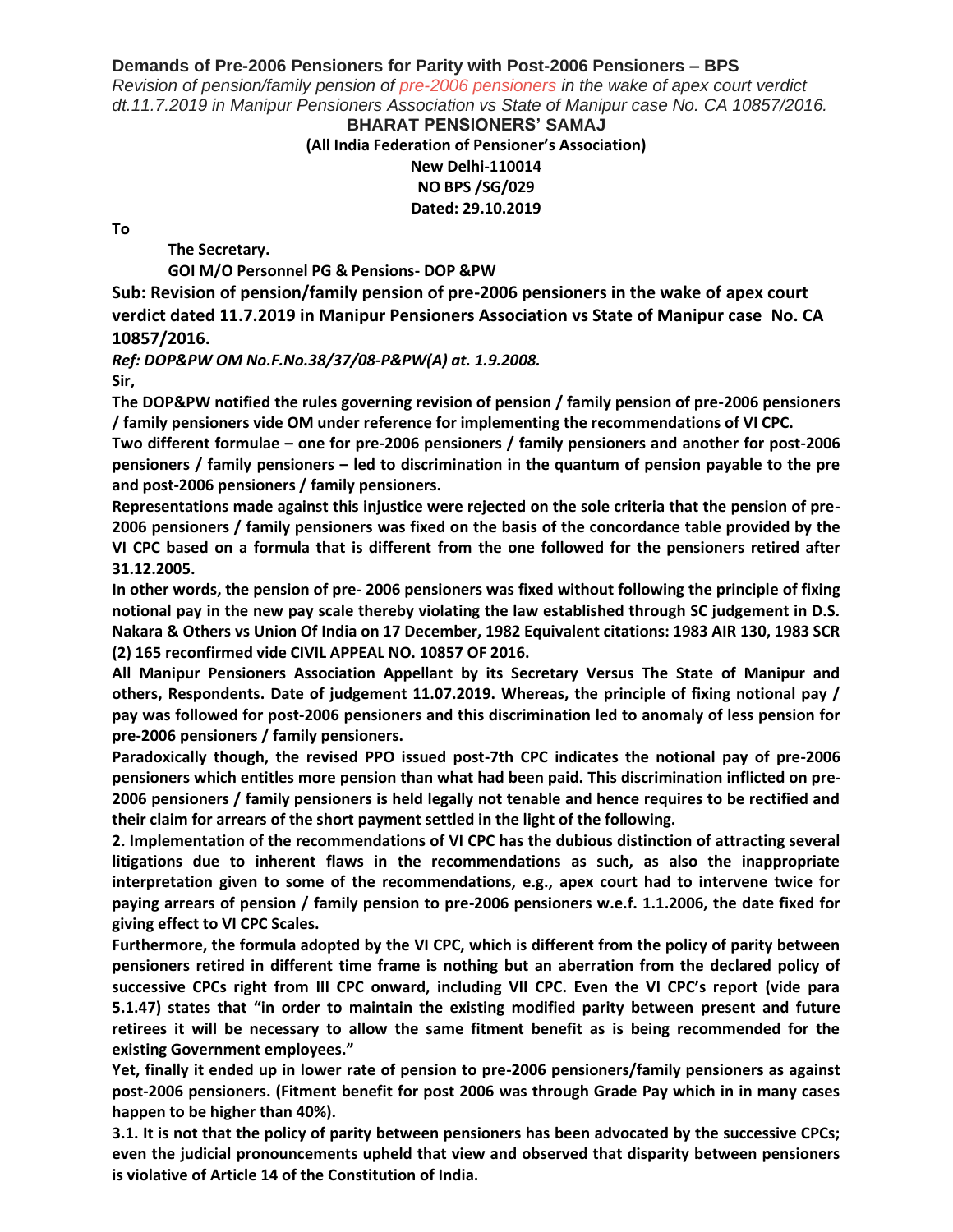# Demands of Pre-2006 Pensioners for Parity with Post-2006 Pensioners – BPS

*Revision of pension/family pension of pre-2006 pensioners in the wake of apex court verdict dt.11.7.2019 in Manipur Pensioners Association vs State of Manipur case No. CA 10857/2016.*

**BHARAT PENSIONERS' SAMAJ**

**(All India Federation of Pensioner's Association)**

**New Delhi-110014**

**NO BPS /SG/029**

**Dated: 29.10.2019**

**To**

**The Secretary.**

**GOI M/O Personnel PG & Pensions- DOP &PW**

**Sub: Revision of pension/family pension of pre-2006 pensioners in the wake of apex court verdict dated 11.7.2019 in Manipur Pensioners Association vs State of Manipur case No. CA 10857/2016.**

***Ref: DOP&PW OM No.F.No.38/37/08-P&PW(A) at. 1.9.2008.***

**Sir,**

**The DOP&PW notified the rules governing revision of pension / family pension of pre-2006 pensioners / family pensioners vide OM under reference for implementing the recommendations of VI CPC.**

**Two different formulae – one for pre-2006 pensioners / family pensioners and another for post-2006 pensioners / family pensioners – led to discrimination in the quantum of pension payable to the pre and post-2006 pensioners / family pensioners.**

**Representations made against this injustice were rejected on the sole criteria that the pension of pre-2006 pensioners / family pensioners was fixed on the basis of the concordance table provided by the VI CPC based on a formula that is different from the one followed for the pensioners retired after 31.12.2005.**

**In other words, the pension of pre- 2006 pensioners was fixed without following the principle of fixing notional pay in the new pay scale thereby violating the law established through SC judgement in D.S. Nakara & Others vs Union Of India on 17 December, 1982 Equivalent citations: 1983 AIR 130, 1983 SCR (2) 165 reconfirmed vide CIVIL APPEAL NO. 10857 OF 2016.**

**All Manipur Pensioners Association Appellant by its Secretary Versus The State of Manipur and others, Respondents. Date of judgement 11.07.2019. Whereas, the principle of fixing notional pay / pay was followed for post-2006 pensioners and this discrimination led to anomaly of less pension for pre-2006 pensioners / family pensioners.**

**Paradoxically though, the revised PPO issued post-7th CPC indicates the notional pay of pre-2006 pensioners which entitles more pension than what had been paid. This discrimination inflicted on pre-2006 pensioners / family pensioners is held legally not tenable and hence requires to be rectified and their claim for arrears of the short payment settled in the light of the following.**

**2. Implementation of the recommendations of VI CPC has the dubious distinction of attracting several litigations due to inherent flaws in the recommendations as such, as also the inappropriate interpretation given to some of the recommendations, e.g., apex court had to intervene twice for paying arrears of pension / family pension to pre-2006 pensioners w.e.f. 1.1.2006, the date fixed for giving effect to VI CPC Scales.**

**Furthermore, the formula adopted by the VI CPC, which is different from the policy of parity between pensioners retired in different time frame is nothing but an aberration from the declared policy of successive CPCs right from III CPC onward, including VII CPC. Even the VI CPC's report (vide para 5.1.47) states that "in order to maintain the existing modified parity between present and future retirees it will be necessary to allow the same fitment benefit as is being recommended for the existing Government employees."**

**Yet, finally it ended up in lower rate of pension to pre-2006 pensioners/family pensioners as against post-2006 pensioners. (Fitment benefit for post 2006 was through Grade Pay which in in many cases happen to be higher than 40%).**

**3.1. It is not that the policy of parity between pensioners has been advocated by the successive CPCs; even the judicial pronouncements upheld that view and observed that disparity between pensioners is violative of Article 14 of the Constitution of India.**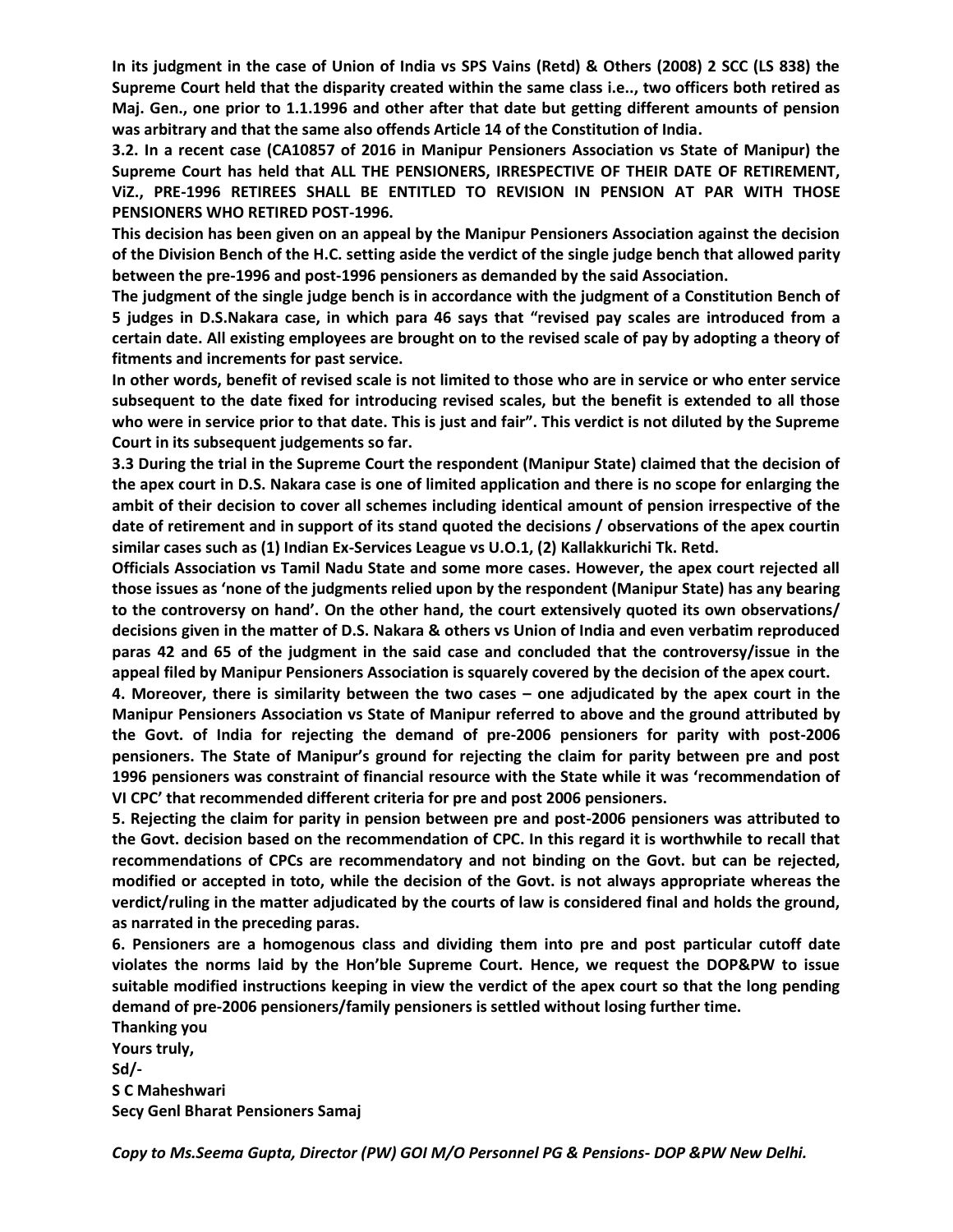**In its judgment in the case of Union of India vs SPS Vains (Retd) & Others (2008) 2 SCC (LS 838) the Supreme Court held that the disparity created within the same class i.e.., two officers both retired as Maj. Gen., one prior to 1.1.1996 and other after that date but getting different amounts of pension was arbitrary and that the same also offends Article 14 of the Constitution of India.**

**3.2. In a recent case (CA10857 of 2016 in Manipur Pensioners Association vs State of Manipur) the Supreme Court has held that ALL THE PENSIONERS, IRRESPECTIVE OF THEIR DATE OF RETIREMENT, ViZ., PRE-1996 RETIREES SHALL BE ENTITLED TO REVISION IN PENSION AT PAR WITH THOSE PENSIONERS WHO RETIRED POST-1996.**

**This decision has been given on an appeal by the Manipur Pensioners Association against the decision of the Division Bench of the H.C. setting aside the verdict of the single judge bench that allowed parity between the pre-1996 and post-1996 pensioners as demanded by the said Association.**

**The judgment of the single judge bench is in accordance with the judgment of a Constitution Bench of 5 judges in D.S.Nakara case, in which para 46 says that "revised pay scales are introduced from a certain date. All existing employees are brought on to the revised scale of pay by adopting a theory of fitments and increments for past service.**

**In other words, benefit of revised scale is not limited to those who are in service or who enter service subsequent to the date fixed for introducing revised scales, but the benefit is extended to all those who were in service prior to that date. This is just and fair". This verdict is not diluted by the Supreme Court in its subsequent judgements so far.**

**3.3 During the trial in the Supreme Court the respondent (Manipur State) claimed that the decision of the apex court in D.S. Nakara case is one of limited application and there is no scope for enlarging the ambit of their decision to cover all schemes including identical amount of pension irrespective of the date of retirement and in support of its stand quoted the decisions / observations of the apex courtin similar cases such as (1) Indian Ex-Services League vs U.O.1, (2) Kallakkurichi Tk. Retd. Officials Association vs Tamil Nadu State and some more cases. However, the apex court rejected all those issues as 'none of the judgments relied upon by the respondent (Manipur State) has any bearing to the controversy on hand'. On the other hand, the court extensively quoted its own observations/ decisions given in the matter of D.S. Nakara & others vs Union of India and even verbatim reproduced paras 42 and 65 of the judgment in the said case and concluded that the controversy/issue in the appeal filed by Manipur Pensioners Association is squarely covered by the decision of the apex court.**

**4. Moreover, there is similarity between the two cases – one adjudicated by the apex court in the Manipur Pensioners Association vs State of Manipur referred to above and the ground attributed by the Govt. of India for rejecting the demand of pre-2006 pensioners for parity with post-2006 pensioners. The State of Manipur's ground for rejecting the claim for parity between pre and post 1996 pensioners was constraint of financial resource with the State while it was 'recommendation of VI CPC' that recommended different criteria for pre and post 2006 pensioners.**

**5. Rejecting the claim for parity in pension between pre and post-2006 pensioners was attributed to the Govt. decision based on the recommendation of CPC. In this regard it is worthwhile to recall that recommendations of CPCs are recommendatory and not binding on the Govt. but can be rejected, modified or accepted in toto, while the decision of the Govt. is not always appropriate whereas the verdict/ruling in the matter adjudicated by the courts of law is considered final and holds the ground, as narrated in the preceding paras.**

**6. Pensioners are a homogenous class and dividing them into pre and post particular cutoff date violates the norms laid by the Hon'ble Supreme Court. Hence, we request the DOP&PW to issue suitable modified instructions keeping in view the verdict of the apex court so that the long pending demand of pre-2006 pensioners/family pensioners is settled without losing further time.**

**Thanking you**

**Yours truly,**

**Sd/-**

**S C Maheshwari**

**Secy Genl Bharat Pensioners Samaj**

***Copy to Ms.Seema Gupta, Director (PW) GOI M/O Personnel PG & Pensions- DOP &PW New Delhi.***